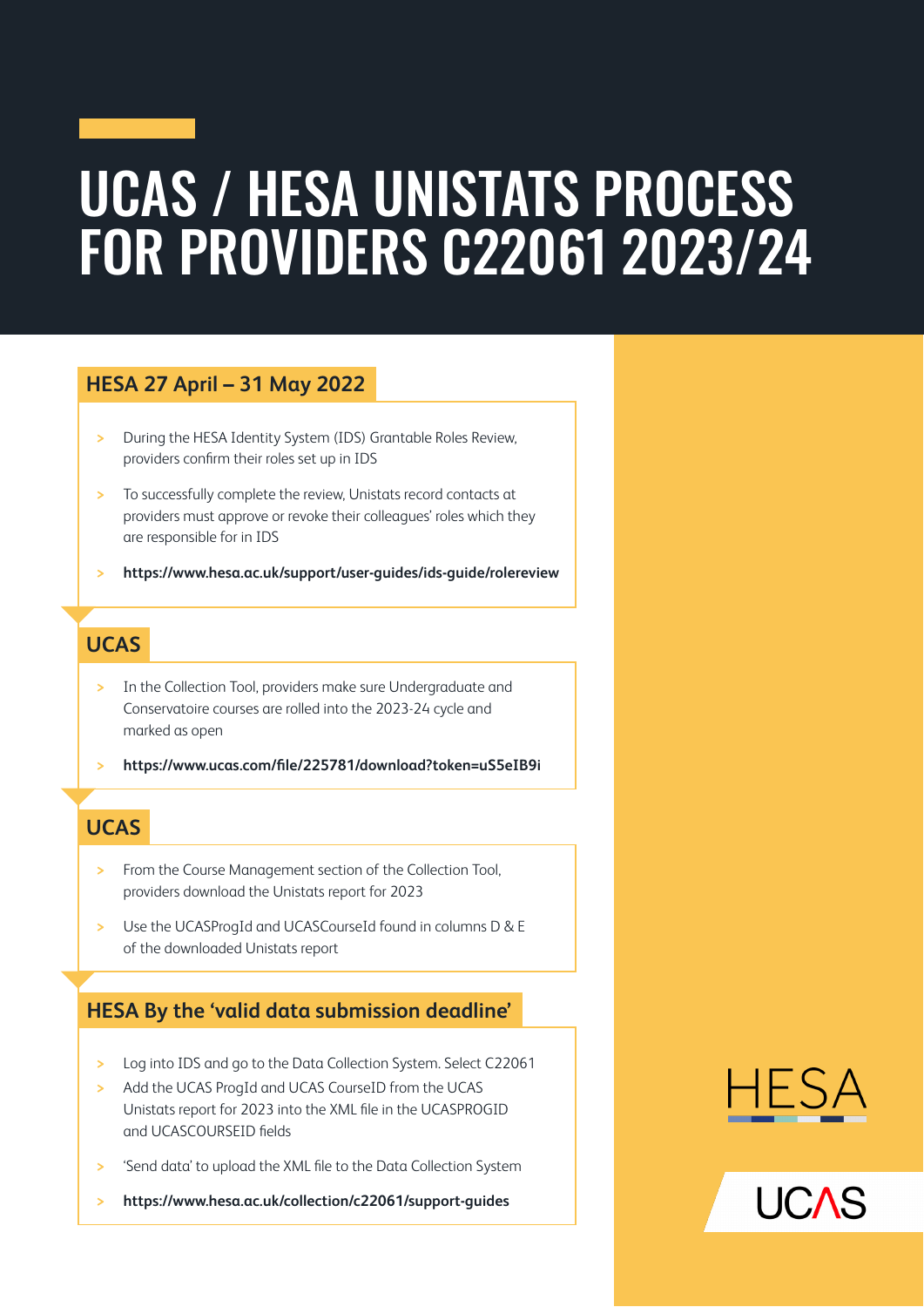# UCAS / HESA UNISTATS PROCESS FOR PROVIDERS C22061 2023/24

## HESA 27 April – 31 May 2022

- During the HESA Identity System (IDS) Grantable Roles Review, providers confirm their roles set up in IDS
- To successfully complete the review, Unistats record contacts at providers must approve or revoke their colleagues' roles which they are responsible for in IDS
- **https://www.hesa.ac.uk/support/user-guides/ids-guide/rolereview**

## UCAS

- In the Collection Tool, providers make sure Undergraduate and Conservatoire courses are rolled into the 2023-24 cycle and marked as open
- **https://www.ucas.com/file/225781/download?token=uS5eIB9i**

## UCAS

- From the Course Management section of the Collection Tool, providers download the Unistats report for 2023
- Use the UCASProgId and UCASCourseId found in columns D & E of the downloaded Unistats report

## HESA By the 'valid data submission deadline'

- Log into IDS and go to the Data Collection System. Select C22061
- Add the UCAS ProgId and UCAS CourseID from the UCAS Unistats report for 2023 into the XML file in the UCASPROGID and UCASCOURSEID fields
- 'Send data' to upload the XML file to the Data Collection System
- **https://www.hesa.ac.uk/collection/c22061/support-guides**

HESA

UCAS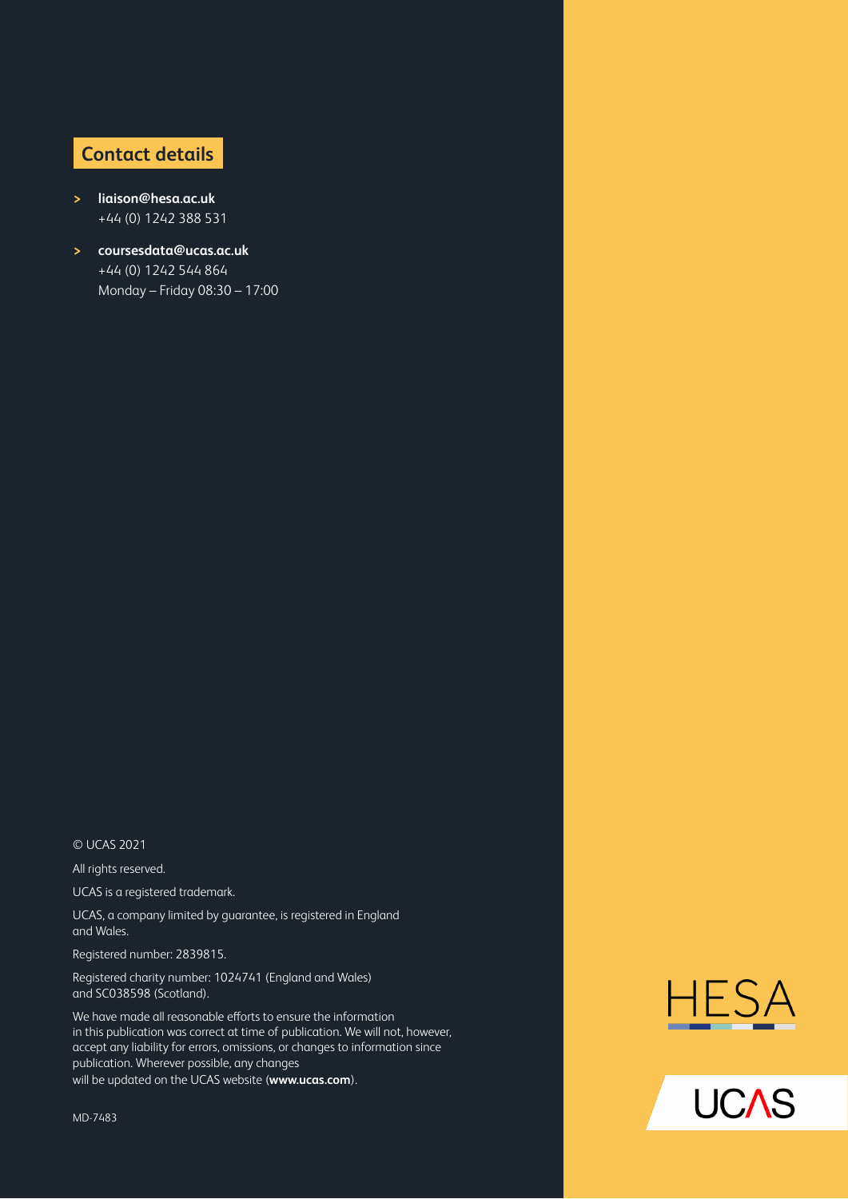## Contact details

- **liaison@hesa.ac.uk**
  +44 (0) 1242 388 531

- **coursesdata@ucas.ac.uk**
  +44 (0) 1242 544 864
  Monday – Friday 08:30 – 17:00

© UCAS 2021

All rights reserved.

UCAS is a registered trademark.

UCAS, a company limited by guarantee, is registered in England and Wales.

Registered number: 2839815.

Registered charity number: 1024741 (England and Wales) and SC038598 (Scotland).

We have made all reasonable efforts to ensure the information in this publication was correct at time of publication. We will not, however, accept any liability for errors, omissions, or changes to information since publication. Wherever possible, any changes will be updated on the UCAS website (**www.ucas.com**).

MD-7483

HESA

UCAS